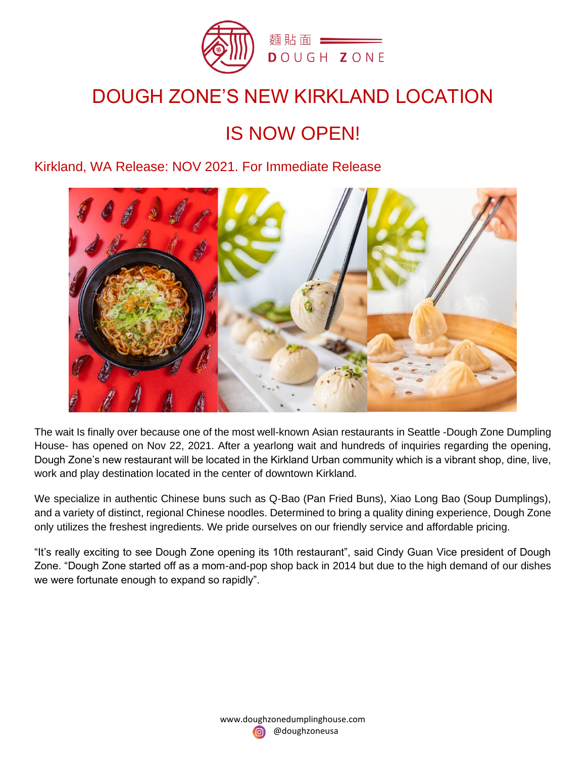麵貼面 DOUGH ZONE

# DOUGH ZONE'S NEW KIRKLAND LOCATION

# IS NOW OPEN!

## Kirkland, WA Release: NOV 2021. For Immediate Release

The wait Is finally over because one of the most well-known Asian restaurants in Seattle -Dough Zone Dumpling House- has opened on Nov 22, 2021. After a yearlong wait and hundreds of inquiries regarding the opening, Dough Zone's new restaurant will be located in the Kirkland Urban community which is a vibrant shop, dine, live, work and play destination located in the center of downtown Kirkland.

We specialize in authentic Chinese buns such as Q-Bao (Pan Fried Buns), Xiao Long Bao (Soup Dumplings), and a variety of distinct, regional Chinese noodles. Determined to bring a quality dining experience, Dough Zone only utilizes the freshest ingredients. We pride ourselves on our friendly service and affordable pricing.

"It's really exciting to see Dough Zone opening its 10th restaurant", said Cindy Guan Vice president of Dough Zone. "Dough Zone started off as a mom-and-pop shop back in 2014 but due to the high demand of our dishes we were fortunate enough to expand so rapidly".

www.doughzonedumplinghouse.com
@doughzoneusa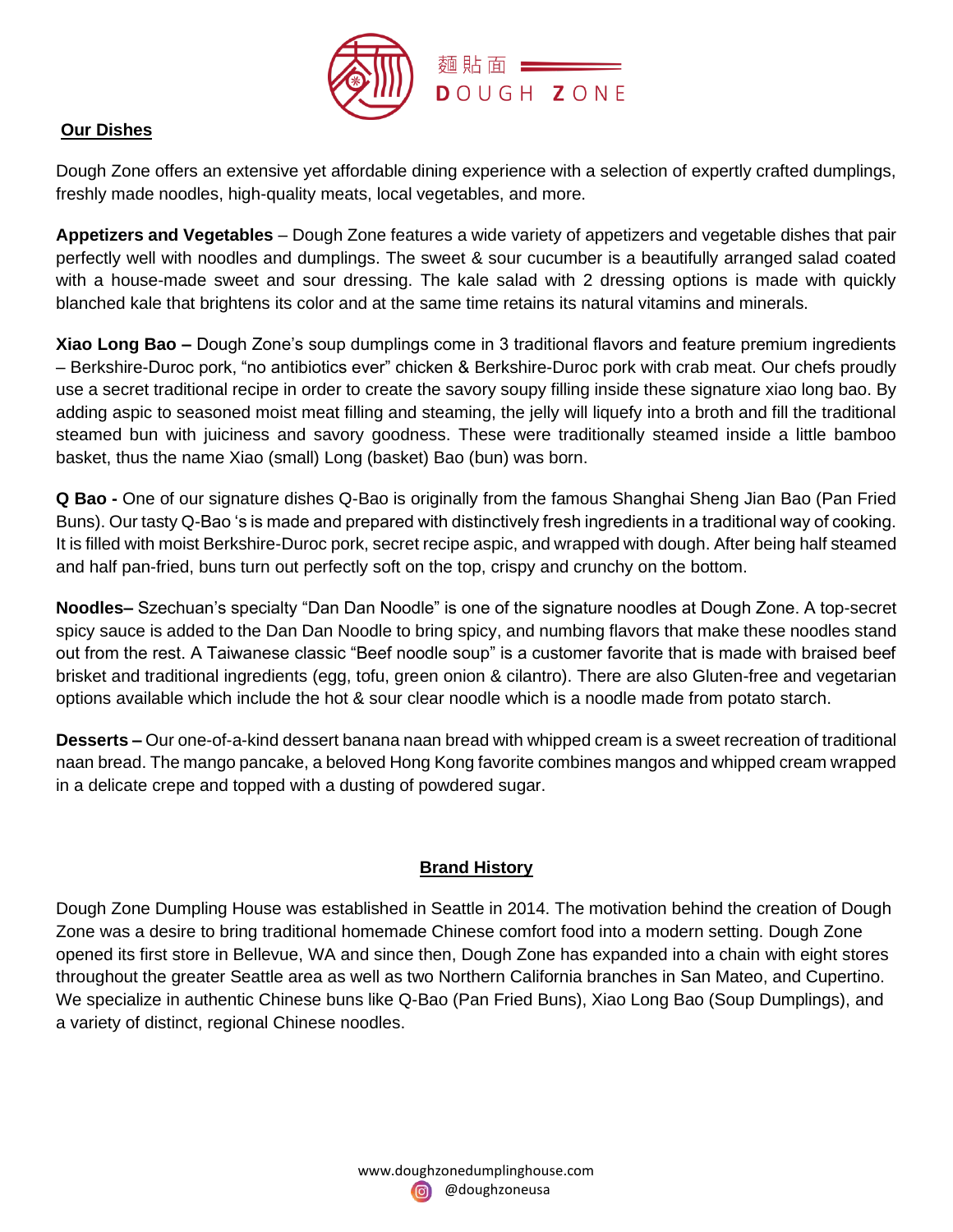## Our Dishes

Dough Zone offers an extensive yet affordable dining experience with a selection of expertly crafted dumplings, freshly made noodles, high-quality meats, local vegetables, and more.

**Appetizers and Vegetables** – Dough Zone features a wide variety of appetizers and vegetable dishes that pair perfectly well with noodles and dumplings. The sweet & sour cucumber is a beautifully arranged salad coated with a house-made sweet and sour dressing. The kale salad with 2 dressing options is made with quickly blanched kale that brightens its color and at the same time retains its natural vitamins and minerals.

**Xiao Long Bao –** Dough Zone's soup dumplings come in 3 traditional flavors and feature premium ingredients – Berkshire-Duroc pork, "no antibiotics ever" chicken & Berkshire-Duroc pork with crab meat. Our chefs proudly use a secret traditional recipe in order to create the savory soupy filling inside these signature xiao long bao. By adding aspic to seasoned moist meat filling and steaming, the jelly will liquefy into a broth and fill the traditional steamed bun with juiciness and savory goodness. These were traditionally steamed inside a little bamboo basket, thus the name Xiao (small) Long (basket) Bao (bun) was born.

**Q Bao -** One of our signature dishes Q-Bao is originally from the famous Shanghai Sheng Jian Bao (Pan Fried Buns). Our tasty Q-Bao 's is made and prepared with distinctively fresh ingredients in a traditional way of cooking. It is filled with moist Berkshire-Duroc pork, secret recipe aspic, and wrapped with dough. After being half steamed and half pan-fried, buns turn out perfectly soft on the top, crispy and crunchy on the bottom.

**Noodles–** Szechuan's specialty "Dan Dan Noodle" is one of the signature noodles at Dough Zone. A top-secret spicy sauce is added to the Dan Dan Noodle to bring spicy, and numbing flavors that make these noodles stand out from the rest. A Taiwanese classic "Beef noodle soup" is a customer favorite that is made with braised beef brisket and traditional ingredients (egg, tofu, green onion & cilantro). There are also Gluten-free and vegetarian options available which include the hot & sour clear noodle which is a noodle made from potato starch.

**Desserts –** Our one-of-a-kind dessert banana naan bread with whipped cream is a sweet recreation of traditional naan bread. The mango pancake, a beloved Hong Kong favorite combines mangos and whipped cream wrapped in a delicate crepe and topped with a dusting of powdered sugar.

## Brand History

Dough Zone Dumpling House was established in Seattle in 2014. The motivation behind the creation of Dough Zone was a desire to bring traditional homemade Chinese comfort food into a modern setting. Dough Zone opened its first store in Bellevue, WA and since then, Dough Zone has expanded into a chain with eight stores throughout the greater Seattle area as well as two Northern California branches in San Mateo, and Cupertino. We specialize in authentic Chinese buns like Q-Bao (Pan Fried Buns), Xiao Long Bao (Soup Dumplings), and a variety of distinct, regional Chinese noodles.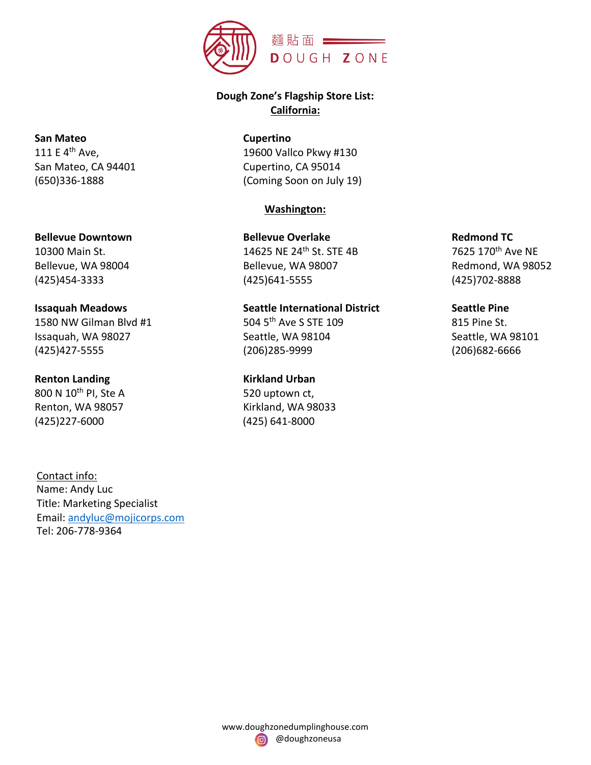麵貼面
DOUGH ZONE

**Dough Zone's Flagship Store List:**

## California:

**San Mateo**
111 E 4th Ave,
San Mateo, CA 94401
(650)336-1888

**Cupertino**
19600 Vallco Pkwy #130
Cupertino, CA 95014
(Coming Soon on July 19)

## Washington:

**Bellevue Downtown**
10300 Main St.
Bellevue, WA 98004
(425)454-3333

**Bellevue Overlake**
14625 NE 24th St. STE 4B
Bellevue, WA 98007
(425)641-5555

**Redmond TC**
7625 170th Ave NE
Redmond, WA 98052
(425)702-8888

**Issaquah Meadows**
1580 NW Gilman Blvd #1
Issaquah, WA 98027
(425)427-5555

**Seattle International District**
504 5th Ave S STE 109
Seattle, WA 98104
(206)285-9999

**Seattle Pine**
815 Pine St.
Seattle, WA 98101
(206)682-6666

**Renton Landing**
800 N 10th PI, Ste A
Renton, WA 98057
(425)227-6000

**Kirkland Urban**
520 uptown ct,
Kirkland, WA 98033
(425) 641-8000

Contact info:
Name: Andy Luc
Title: Marketing Specialist
Email: andyluc@mojicorps.com
Tel: 206-778-9364

www.doughzonedumplinghouse.com
@doughzoneusa